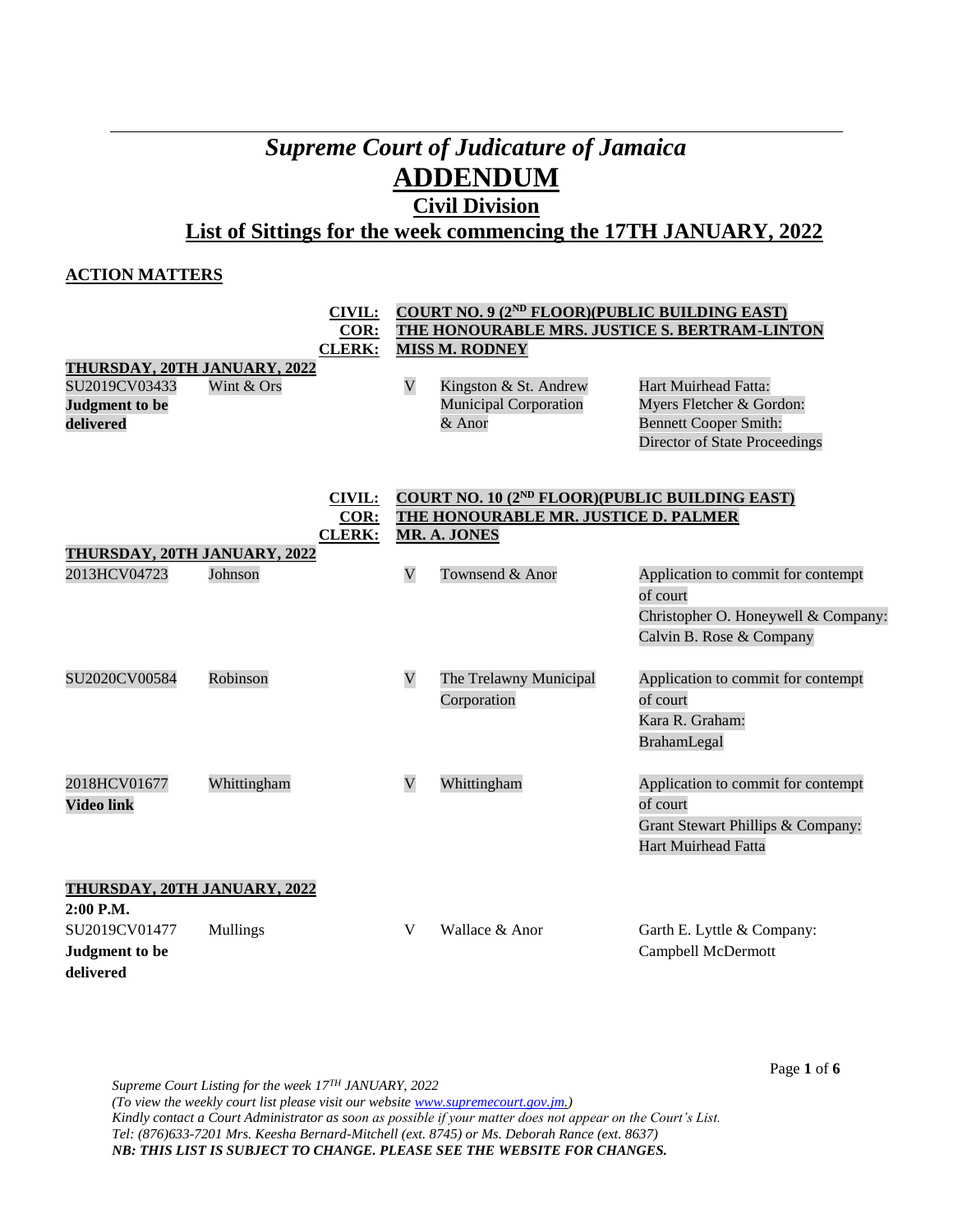# *Supreme Court of Judicature of Jamaica*

# ADDENDUM

## Civil Division

## List of Sittings for the week commencing the 17TH JANUARY, 2022

**ACTION MATTERS**

**CIVIL:** **COURT NO. 9 (2ND FLOOR)(PUBLIC BUILDING EAST)**
**COR:** **THE HONOURABLE MRS. JUSTICE S. BERTRAM-LINTON**
**CLERK:** **MISS M. RODNEY**

**THURSDAY, 20TH JANUARY, 2022**

| | | | | |
|---|---|---|---|---|
| SU2019CV03433 **Judgment to be delivered** | Wint & Ors | V | Kingston & St. Andrew Municipal Corporation & Anor | Hart Muirhead Fatta: Myers Fletcher & Gordon: Bennett Cooper Smith: Director of State Proceedings |

**CIVIL:** **COURT NO. 10 (2ND FLOOR)(PUBLIC BUILDING EAST)**
**COR:** **THE HONOURABLE MR. JUSTICE D. PALMER**
**CLERK:** **MR. A. JONES**

**THURSDAY, 20TH JANUARY, 2022**

| | | | | |
|---|---|---|---|---|
| 2013HCV04723 | Johnson | V | Townsend & Anor | Application to commit for contempt of court Christopher O. Honeywell & Company: Calvin B. Rose & Company |
| SU2020CV00584 | Robinson | V | The Trelawny Municipal Corporation | Application to commit for contempt of court Kara R. Graham: BrahamLegal |
| 2018HCV01677 **Video link** | Whittingham | V | Whittingham | Application to commit for contempt of court Grant Stewart Phillips & Company: Hart Muirhead Fatta |

**THURSDAY, 20TH JANUARY, 2022**
**2:00 P.M.**

| | | | | |
|---|---|---|---|---|
| SU2019CV01477 **Judgment to be delivered** | Mullings | V | Wallace & Anor | Garth E. Lyttle & Company: Campbell McDermott |

*Supreme Court Listing for the week 17TH JANUARY, 2022*
*(To view the weekly court list please visit our website www.supremecourt.gov.jm.)*
*Kindly contact a Court Administrator as soon as possible if your matter does not appear on the Court's List.*
*Tel: (876)633-7201 Mrs. Keesha Bernard-Mitchell (ext. 8745) or Ms. Deborah Rance (ext. 8637)*
***NB: THIS LIST IS SUBJECT TO CHANGE. PLEASE SEE THE WEBSITE FOR CHANGES.***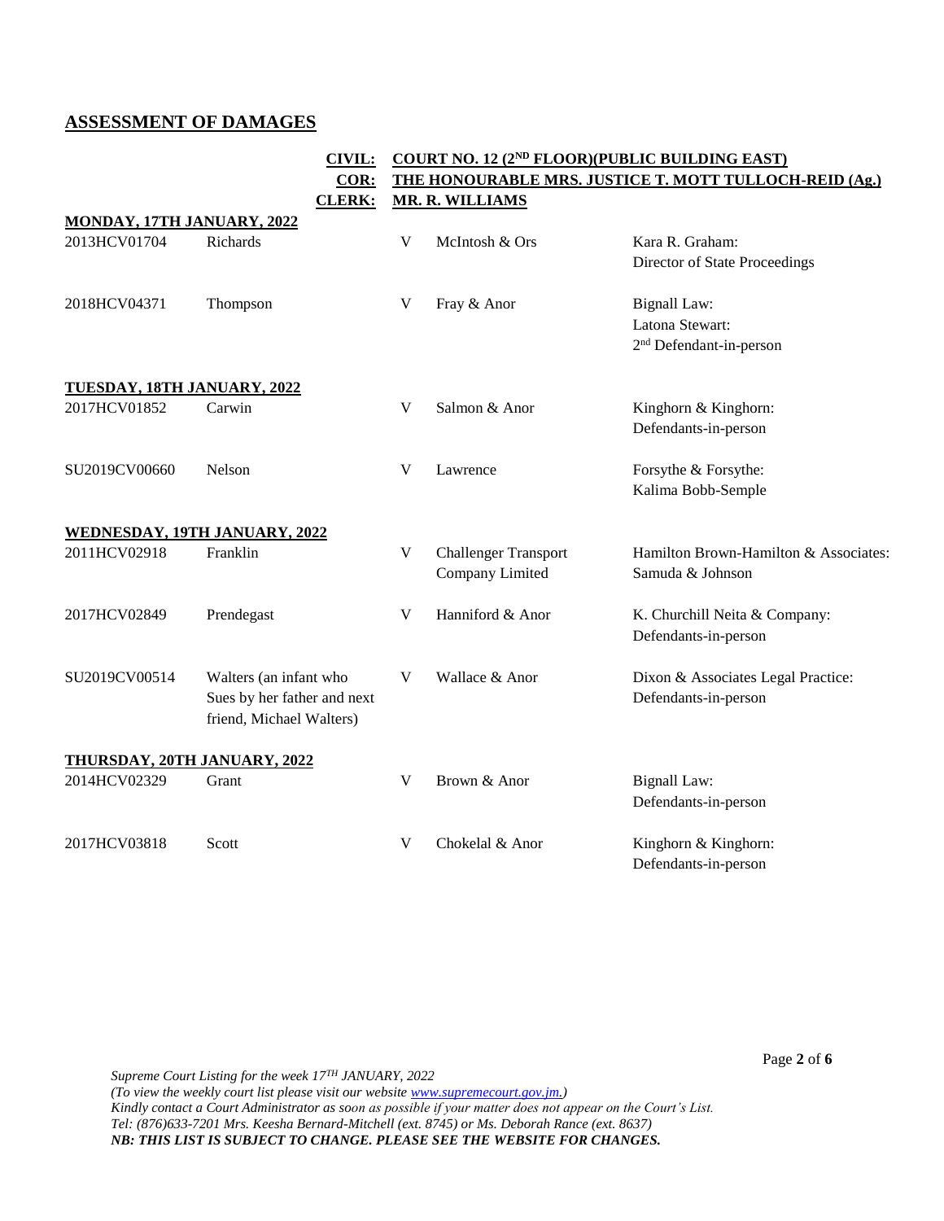## ASSESSMENT OF DAMAGES

**CIVIL:** **COURT NO. 12 (2ND FLOOR)(PUBLIC BUILDING EAST)**
**COR:** **THE HONOURABLE MRS. JUSTICE T. MOTT TULLOCH-REID (Ag.)**
**CLERK:** **MR. R. WILLIAMS**

**MONDAY, 17TH JANUARY, 2022**

| | | | | |
|---|---|---|---|---|
| 2013HCV01704 | Richards | V | McIntosh & Ors | Kara R. Graham: Director of State Proceedings |
| 2018HCV04371 | Thompson | V | Fray & Anor | Bignall Law: Latona Stewart: 2nd Defendant-in-person |

**TUESDAY, 18TH JANUARY, 2022**

| | | | | |
|---|---|---|---|---|
| 2017HCV01852 | Carwin | V | Salmon & Anor | Kinghorn & Kinghorn: Defendants-in-person |
| SU2019CV00660 | Nelson | V | Lawrence | Forsythe & Forsythe: Kalima Bobb-Semple |

**WEDNESDAY, 19TH JANUARY, 2022**

| | | | | |
|---|---|---|---|---|
| 2011HCV02918 | Franklin | V | Challenger Transport Company Limited | Hamilton Brown-Hamilton & Associates: Samuda & Johnson |
| 2017HCV02849 | Prendegast | V | Hanniford & Anor | K. Churchill Neita & Company: Defendants-in-person |
| SU2019CV00514 | Walters (an infant who Sues by her father and next friend, Michael Walters) | V | Wallace & Anor | Dixon & Associates Legal Practice: Defendants-in-person |

**THURSDAY, 20TH JANUARY, 2022**

| | | | | |
|---|---|---|---|---|
| 2014HCV02329 | Grant | V | Brown & Anor | Bignall Law: Defendants-in-person |
| 2017HCV03818 | Scott | V | Chokelal & Anor | Kinghorn & Kinghorn: Defendants-in-person |

*Supreme Court Listing for the week 17TH JANUARY, 2022*
*(To view the weekly court list please visit our website www.supremecourt.gov.jm.)*
*Kindly contact a Court Administrator as soon as possible if your matter does not appear on the Court's List.*
*Tel: (876)633-7201 Mrs. Keesha Bernard-Mitchell (ext. 8745) or Ms. Deborah Rance (ext. 8637)*
***NB: THIS LIST IS SUBJECT TO CHANGE. PLEASE SEE THE WEBSITE FOR CHANGES.***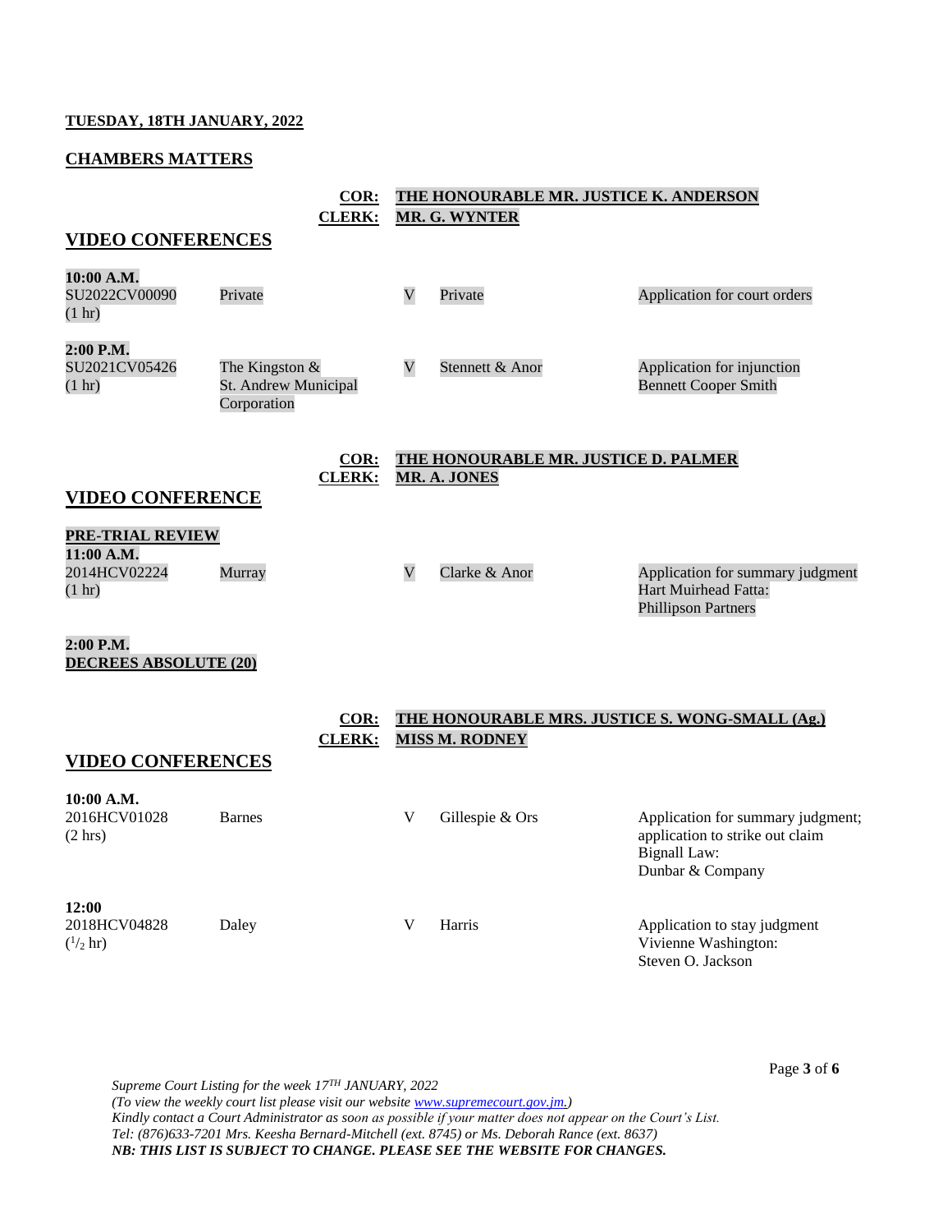**TUESDAY, 18TH JANUARY, 2022**

**CHAMBERS MATTERS**

**COR: THE HONOURABLE MR. JUSTICE K. ANDERSON**
**CLERK: MR. G. WYNTER**

## VIDEO CONFERENCES

| | | | | |
|---|---|---|---|---|
| **10:00 A.M.**<br>SU2022CV00090<br>(1 hr) | Private | V | Private | Application for court orders |
| **2:00 P.M.**<br>SU2021CV05426<br>(1 hr) | The Kingston & St. Andrew Municipal Corporation | V | Stennett & Anor | Application for injunction<br>Bennett Cooper Smith |

**COR: THE HONOURABLE MR. JUSTICE D. PALMER**
**CLERK: MR. A. JONES**

## VIDEO CONFERENCE

**PRE-TRIAL REVIEW**

| | | | | |
|---|---|---|---|---|
| **11:00 A.M.**<br>2014HCV02224<br>(1 hr) | Murray | V | Clarke & Anor | Application for summary judgment<br>Hart Muirhead Fatta:<br>Phillipson Partners |

**2:00 P.M.**
**DECREES ABSOLUTE (20)**

**COR: THE HONOURABLE MRS. JUSTICE S. WONG-SMALL (Ag.)**
**CLERK: MISS M. RODNEY**

## VIDEO CONFERENCES

| | | | | |
|---|---|---|---|---|
| **10:00 A.M.**<br>2016HCV01028<br>(2 hrs) | Barnes | V | Gillespie & Ors | Application for summary judgment; application to strike out claim<br>Bignall Law:<br>Dunbar & Company |
| **12:00**<br>2018HCV04828<br>(½ hr) | Daley | V | Harris | Application to stay judgment<br>Vivienne Washington:<br>Steven O. Jackson |

*Supreme Court Listing for the week 17TH JANUARY, 2022*
*(To view the weekly court list please visit our website www.supremecourt.gov.jm.)*
*Kindly contact a Court Administrator as soon as possible if your matter does not appear on the Court's List.*
*Tel: (876)633-7201 Mrs. Keesha Bernard-Mitchell (ext. 8745) or Ms. Deborah Rance (ext. 8637)*
***NB: THIS LIST IS SUBJECT TO CHANGE. PLEASE SEE THE WEBSITE FOR CHANGES.***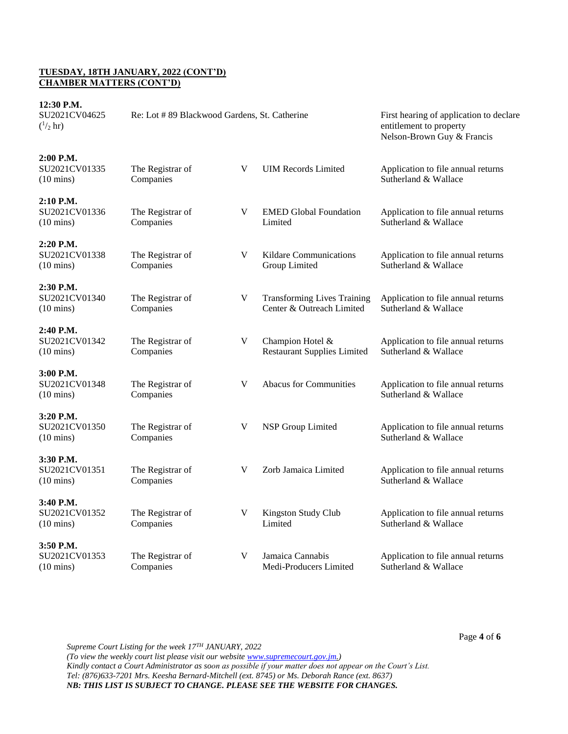**TUESDAY, 18TH JANUARY, 2022 (CONT'D)**
**CHAMBER MATTERS (CONT'D)**

| Time / Claim No. | Claimant | | Defendant | Matter / Attorneys |
|---|---|---|---|---|
| **12:30 P.M.** SU2021CV04625 ($^1/_2$ hr) | Re: Lot # 89 Blackwood Gardens, St. Catherine | | | First hearing of application to declare entitlement to property Nelson-Brown Guy & Francis |
| **2:00 P.M.** SU2021CV01335 (10 mins) | The Registrar of Companies | V | UIM Records Limited | Application to file annual returns Sutherland & Wallace |
| **2:10 P.M.** SU2021CV01336 (10 mins) | The Registrar of Companies | V | EMED Global Foundation Limited | Application to file annual returns Sutherland & Wallace |
| **2:20 P.M.** SU2021CV01338 (10 mins) | The Registrar of Companies | V | Kildare Communications Group Limited | Application to file annual returns Sutherland & Wallace |
| **2:30 P.M.** SU2021CV01340 (10 mins) | The Registrar of Companies | V | Transforming Lives Training Center & Outreach Limited | Application to file annual returns Sutherland & Wallace |
| **2:40 P.M.** SU2021CV01342 (10 mins) | The Registrar of Companies | V | Champion Hotel & Restaurant Supplies Limited | Application to file annual returns Sutherland & Wallace |
| **3:00 P.M.** SU2021CV01348 (10 mins) | The Registrar of Companies | V | Abacus for Communities | Application to file annual returns Sutherland & Wallace |
| **3:20 P.M.** SU2021CV01350 (10 mins) | The Registrar of Companies | V | NSP Group Limited | Application to file annual returns Sutherland & Wallace |
| **3:30 P.M.** SU2021CV01351 (10 mins) | The Registrar of Companies | V | Zorb Jamaica Limited | Application to file annual returns Sutherland & Wallace |
| **3:40 P.M.** SU2021CV01352 (10 mins) | The Registrar of Companies | V | Kingston Study Club Limited | Application to file annual returns Sutherland & Wallace |
| **3:50 P.M.** SU2021CV01353 (10 mins) | The Registrar of Companies | V | Jamaica Cannabis Medi-Producers Limited | Application to file annual returns Sutherland & Wallace |

*Supreme Court Listing for the week 17TH JANUARY, 2022*
*(To view the weekly court list please visit our website www.supremecourt.gov.jm.)*
*Kindly contact a Court Administrator as soon as possible if your matter does not appear on the Court's List.*
*Tel: (876)633-7201 Mrs. Keesha Bernard-Mitchell (ext. 8745) or Ms. Deborah Rance (ext. 8637)*
***NB: THIS LIST IS SUBJECT TO CHANGE. PLEASE SEE THE WEBSITE FOR CHANGES.***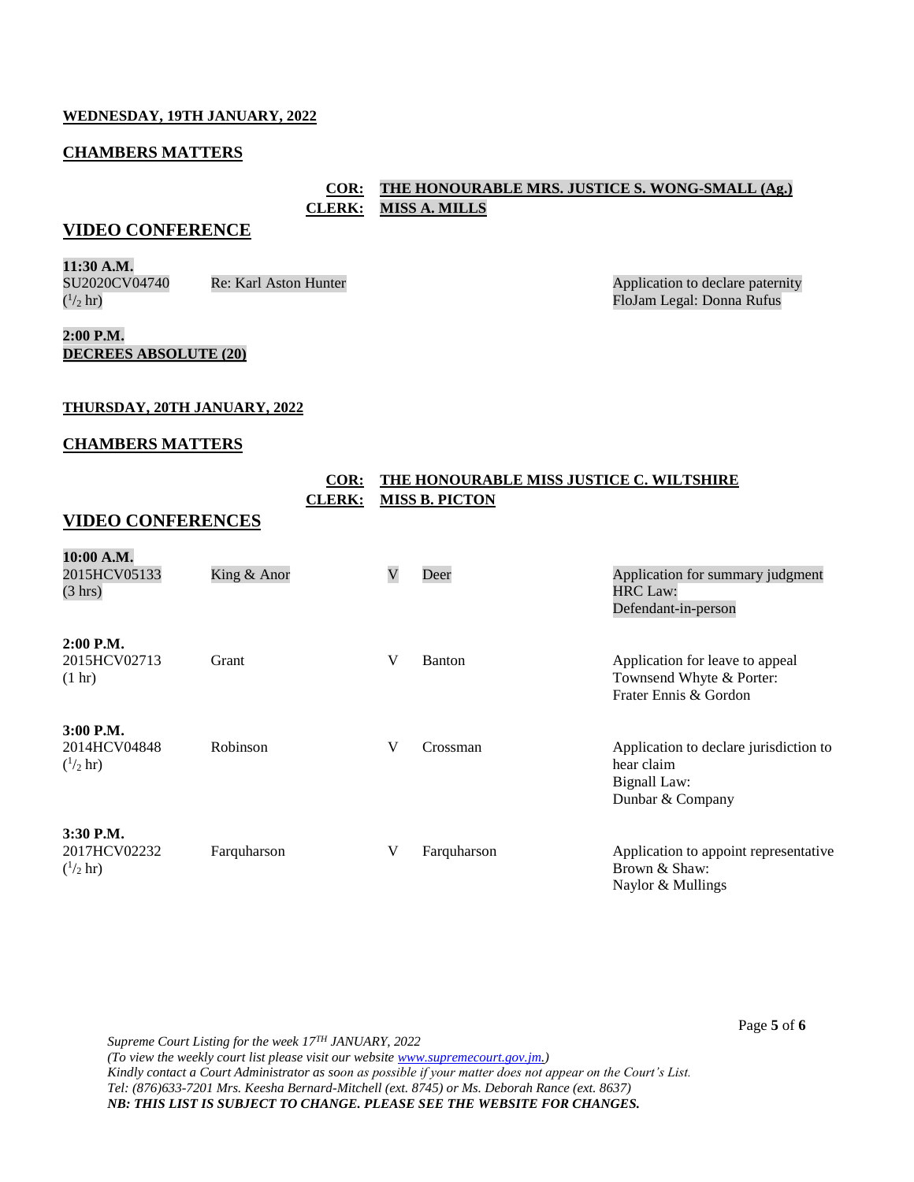**WEDNESDAY, 19TH JANUARY, 2022**

**CHAMBERS MATTERS**

**COR: THE HONOURABLE MRS. JUSTICE S. WONG-SMALL (Ag.)**
**CLERK: MISS A. MILLS**

## VIDEO CONFERENCE

**11:30 A.M.**

| | | | | |
|---|---|---|---|---|
| SU2020CV04740 ($^1/_2$ hr) | Re: Karl Aston Hunter | | | Application to declare paternity<br>FloJam Legal: Donna Rufus |

**2:00 P.M.**
**DECREES ABSOLUTE (20)**

**THURSDAY, 20TH JANUARY, 2022**

**CHAMBERS MATTERS**

**COR: THE HONOURABLE MISS JUSTICE C. WILTSHIRE**
**CLERK: MISS B. PICTON**

## VIDEO CONFERENCES

| Time | Claim No. | Claimant | | Defendant | Matter / Attorneys |
|---|---|---|---|---|---|
| **10:00 A.M.** | 2015HCV05133 (3 hrs) | King & Anor | V | Deer | Application for summary judgment<br>HRC Law:<br>Defendant-in-person |
| **2:00 P.M.** | 2015HCV02713 (1 hr) | Grant | V | Banton | Application for leave to appeal<br>Townsend Whyte & Porter:<br>Frater Ennis & Gordon |
| **3:00 P.M.** | 2014HCV04848 ($^1/_2$ hr) | Robinson | V | Crossman | Application to declare jurisdiction to hear claim<br>Bignall Law:<br>Dunbar & Company |
| **3:30 P.M.** | 2017HCV02232 ($^1/_2$ hr) | Farquharson | V | Farquharson | Application to appoint representative<br>Brown & Shaw:<br>Naylor & Mullings |

*Supreme Court Listing for the week 17TH JANUARY, 2022*
*(To view the weekly court list please visit our website www.supremecourt.gov.jm.)*
*Kindly contact a Court Administrator as soon as possible if your matter does not appear on the Court's List.*
*Tel: (876)633-7201 Mrs. Keesha Bernard-Mitchell (ext. 8745) or Ms. Deborah Rance (ext. 8637)*
***NB: THIS LIST IS SUBJECT TO CHANGE. PLEASE SEE THE WEBSITE FOR CHANGES.***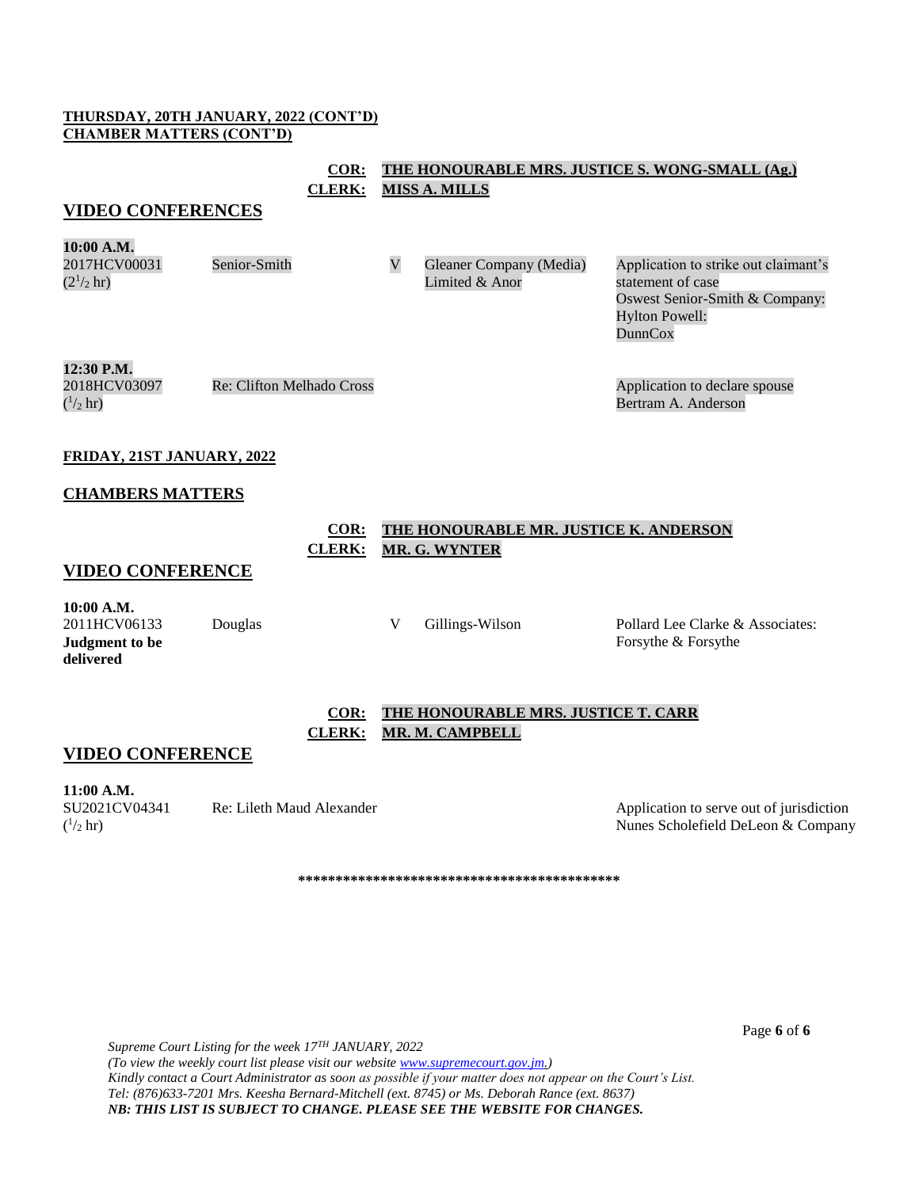**THURSDAY, 20TH JANUARY, 2022 (CONT'D)**
**CHAMBER MATTERS (CONT'D)**

**COR: THE HONOURABLE MRS. JUSTICE S. WONG-SMALL (Ag.)**
**CLERK: MISS A. MILLS**

## VIDEO CONFERENCES

| | | | | |
|---|---|---|---|---|
| **10:00 A.M.** | | | | |
| 2017HCV00031 ($2^1/_2$ hr) | Senior-Smith | V | Gleaner Company (Media) Limited & Anor | Application to strike out claimant's statement of case<br>Oswest Senior-Smith & Company:<br>Hylton Powell:<br>DunnCox |
| **12:30 P.M.** | | | | |
| 2018HCV03097 ($^1/_2$ hr) | Re: Clifton Melhado Cross | | | Application to declare spouse<br>Bertram A. Anderson |

**FRIDAY, 21ST JANUARY, 2022**

**CHAMBERS MATTERS**

**COR: THE HONOURABLE MR. JUSTICE K. ANDERSON**
**CLERK: MR. G. WYNTER**

## VIDEO CONFERENCE

| | | | | |
|---|---|---|---|---|
| **10:00 A.M.** | | | | |
| 2011HCV06133<br>**Judgment to be delivered** | Douglas | V | Gillings-Wilson | Pollard Lee Clarke & Associates:<br>Forsythe & Forsythe |

**COR: THE HONOURABLE MRS. JUSTICE T. CARR**
**CLERK: MR. M. CAMPBELL**

## VIDEO CONFERENCE

| | | | | |
|---|---|---|---|---|
| **11:00 A.M.** | | | | |
| SU2021CV04341 ($^1/_2$ hr) | Re: Lileth Maud Alexander | | | Application to serve out of jurisdiction<br>Nunes Scholefield DeLeon & Company |

*******************************************

*Supreme Court Listing for the week 17TH JANUARY, 2022*
*(To view the weekly court list please visit our website www.supremecourt.gov.jm.)*
*Kindly contact a Court Administrator as soon as possible if your matter does not appear on the Court's List.*
*Tel: (876)633-7201 Mrs. Keesha Bernard-Mitchell (ext. 8745) or Ms. Deborah Rance (ext. 8637)*
***NB: THIS LIST IS SUBJECT TO CHANGE. PLEASE SEE THE WEBSITE FOR CHANGES.***